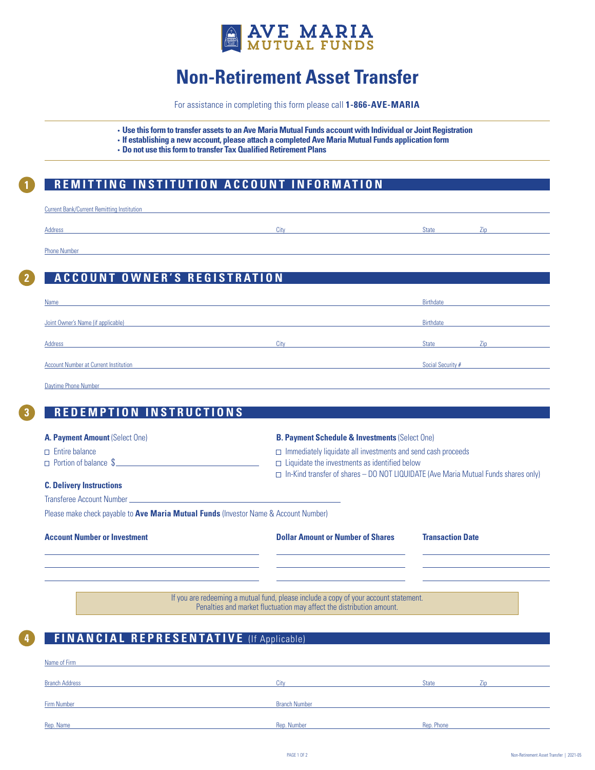AVE MARIA MUTUAL FUNDS

# Non-Retirement Asset Transfer

For assistance in completing this form please call **1-866-AVE-MARIA**

- **Use this form to transfer assets to an Ave Maria Mutual Funds account with Individual or Joint Registration**
- **If establishing a new account, please attach a completed Ave Maria Mutual Funds application form**
- **Do not use this form to transfer Tax Qualified Retirement Plans**

## 1 REMITTING INSTITUTION ACCOUNT INFORMATION

Current Bank/Current Remitting Institution

Address | City | State | Zip

Phone Number

## 2 ACCOUNT OWNER'S REGISTRATION

Name | Birthdate

Joint Owner's Name (if applicable) | Birthdate

Address | City | State | Zip

Account Number at Current Institution | Social Security #

Daytime Phone Number

## 3 REDEMPTION INSTRUCTIONS

**A. Payment Amount** (Select One)

- ☐ Entire balance
- ☐ Portion of balance $\_\_\_\_\_\_\_\_\_\_

**B. Payment Schedule & Investments** (Select One)

- ☐ Immediately liquidate all investments and send cash proceeds
- ☐ Liquidate the investments as identified below
- ☐ In-Kind transfer of shares – DO NOT LIQUIDATE (Ave Maria Mutual Funds shares only)

**C. Delivery Instructions**

Transferee Account Number \_\_\_\_\_\_\_\_\_\_

Please make check payable to **Ave Maria Mutual Funds** (Investor Name & Account Number)

| Account Number or Investment | Dollar Amount or Number of Shares | Transaction Date |
| --- | --- | --- |
| | | |
| | | |
| | | |

If you are redeeming a mutual fund, please include a copy of your account statement.
Penalties and market fluctuation may affect the distribution amount.

## 4 FINANCIAL REPRESENTATIVE (If Applicable)

Name of Firm

Branch Address | City | State | Zip

Firm Number | Branch Number

Rep. Name | Rep. Number | Rep. Phone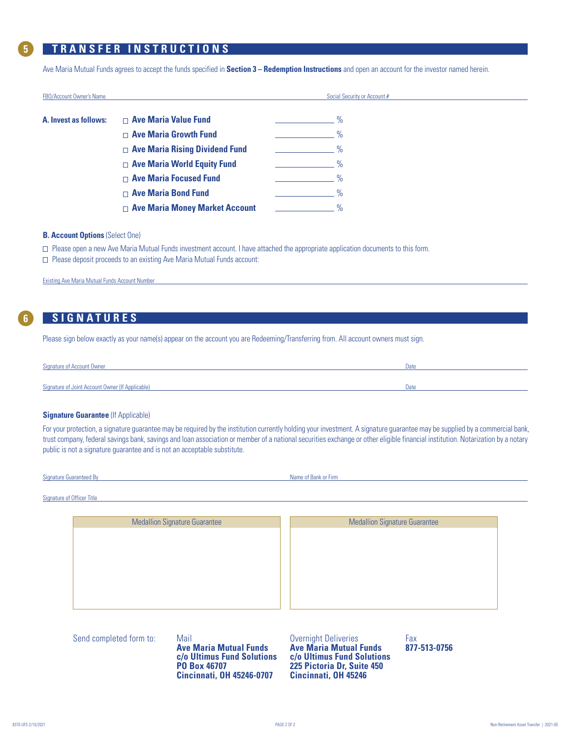## 5 TRANSFER INSTRUCTIONS

Ave Maria Mutual Funds agrees to accept the funds specified in **Section 3 – Redemption Instructions** and open an account for the investor named herein.

FBO/Account Owner's Name ______________________ Social Security or Account # ______________________

**A. Invest as follows:**

- ☐ **Ave Maria Value Fund** ________ %
- ☐ **Ave Maria Growth Fund** ________ %
- ☐ **Ave Maria Rising Dividend Fund** ________ %
- ☐ **Ave Maria World Equity Fund** ________ %
- ☐ **Ave Maria Focused Fund** ________ %
- ☐ **Ave Maria Bond Fund** ________ %
- ☐ **Ave Maria Money Market Account** ________ %

**B. Account Options** (Select One)

- ☐ Please open a new Ave Maria Mutual Funds investment account. I have attached the appropriate application documents to this form.
- ☐ Please deposit proceeds to an existing Ave Maria Mutual Funds account:

Existing Ave Maria Mutual Funds Account Number ______________________

## 6 SIGNATURES

Please sign below exactly as your name(s) appear on the account you are Redeeming/Transferring from. All account owners must sign.

Signature of Account Owner ______________________ Date ____________

Signature of Joint Account Owner (If Applicable) ______________________ Date ____________

**Signature Guarantee** (If Applicable)

For your protection, a signature guarantee may be required by the institution currently holding your investment. A signature guarantee may be supplied by a commercial bank, trust company, federal savings bank, savings and loan association or member of a national securities exchange or other eligible financial institution. Notarization by a notary public is not a signature guarantee and is not an acceptable substitute.

Signature Guaranteed By ______________________ Name of Bank or Firm ______________________

Signature of Officer Title ______________________

| Medallion Signature Guarantee | Medallion Signature Guarantee |
|---|---|
| | |

Send completed form to:

Mail
**Ave Maria Mutual Funds**
**c/o Ultimus Fund Solutions**
**PO Box 46707**
**Cincinnati, OH 45246-0707**

Overnight Deliveries
**Ave Maria Mutual Funds**
**c/o Ultimus Fund Solutions**
**225 Pictoria Dr, Suite 450**
**Cincinnati, OH 45246**

Fax
**877-513-0756**

8370 UFS 2/10/2021

Non-Retirement Asset Transfer | 2021-05